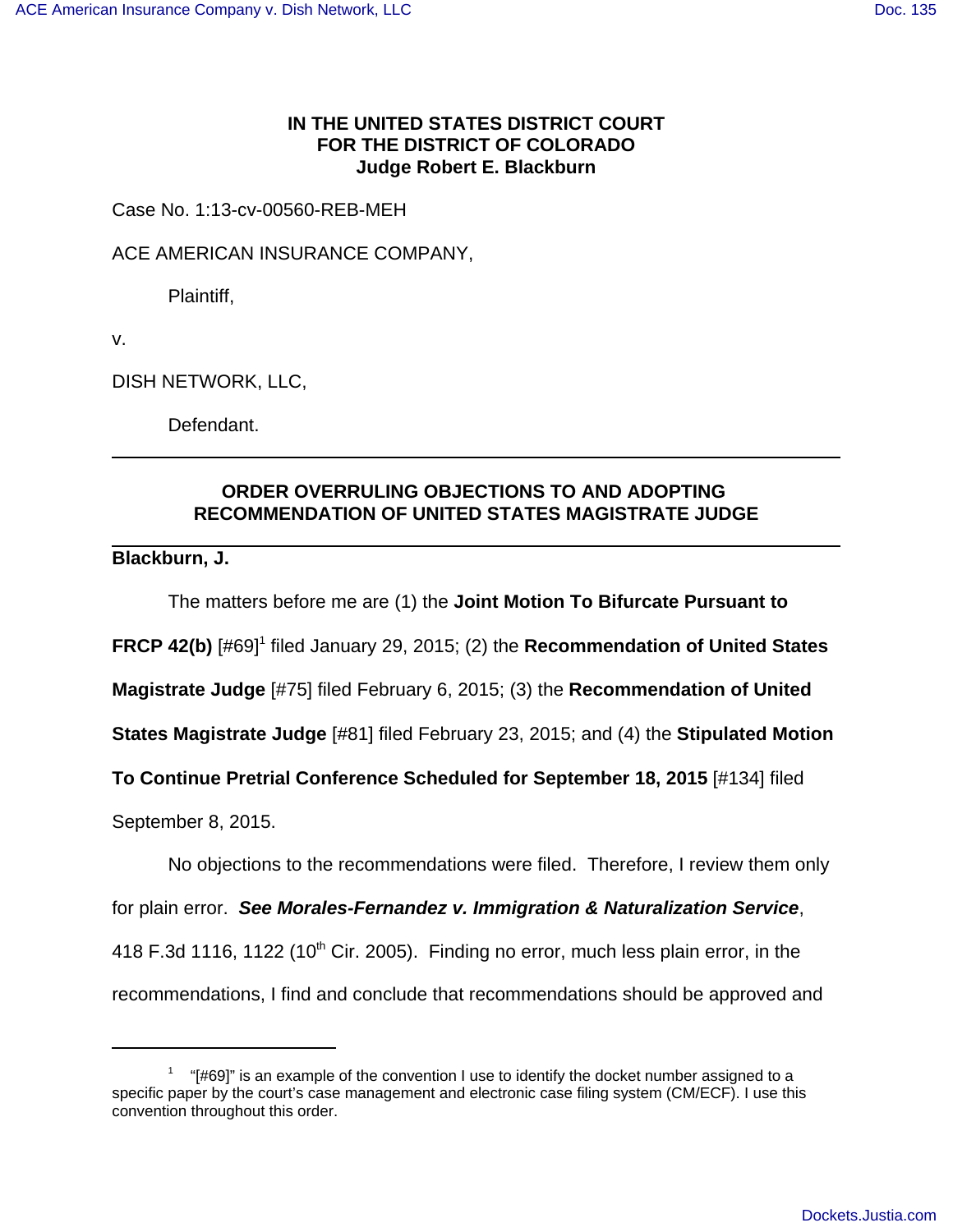**IN THE UNITED STATES DISTRICT COURT**
**FOR THE DISTRICT OF COLORADO**
**Judge Robert E. Blackburn**

Case No. 1:13-cv-00560-REB-MEH

ACE AMERICAN INSURANCE COMPANY,

Plaintiff,

v.

DISH NETWORK, LLC,

Defendant.

---

**ORDER OVERRULING OBJECTIONS TO AND ADOPTING RECOMMENDATION OF UNITED STATES MAGISTRATE JUDGE**

---

**Blackburn, J.**

The matters before me are (1) the **Joint Motion To Bifurcate Pursuant to FRCP 42(b)** [#69][1] filed January 29, 2015; (2) the **Recommendation of United States Magistrate Judge** [#75] filed February 6, 2015; (3) the **Recommendation of United States Magistrate Judge** [#81] filed February 23, 2015; and (4) the **Stipulated Motion To Continue Pretrial Conference Scheduled for September 18, 2015** [#134] filed September 8, 2015.

No objections to the recommendations were filed. Therefore, I review them only for plain error. ***See Morales-Fernandez v. Immigration & Naturalization Service***, 418 F.3d 1116, 1122 (10th Cir. 2005). Finding no error, much less plain error, in the recommendations, I find and conclude that recommendations should be approved and

---

[1] "[#69]" is an example of the convention I use to identify the docket number assigned to a specific paper by the court's case management and electronic case filing system (CM/ECF). I use this convention throughout this order.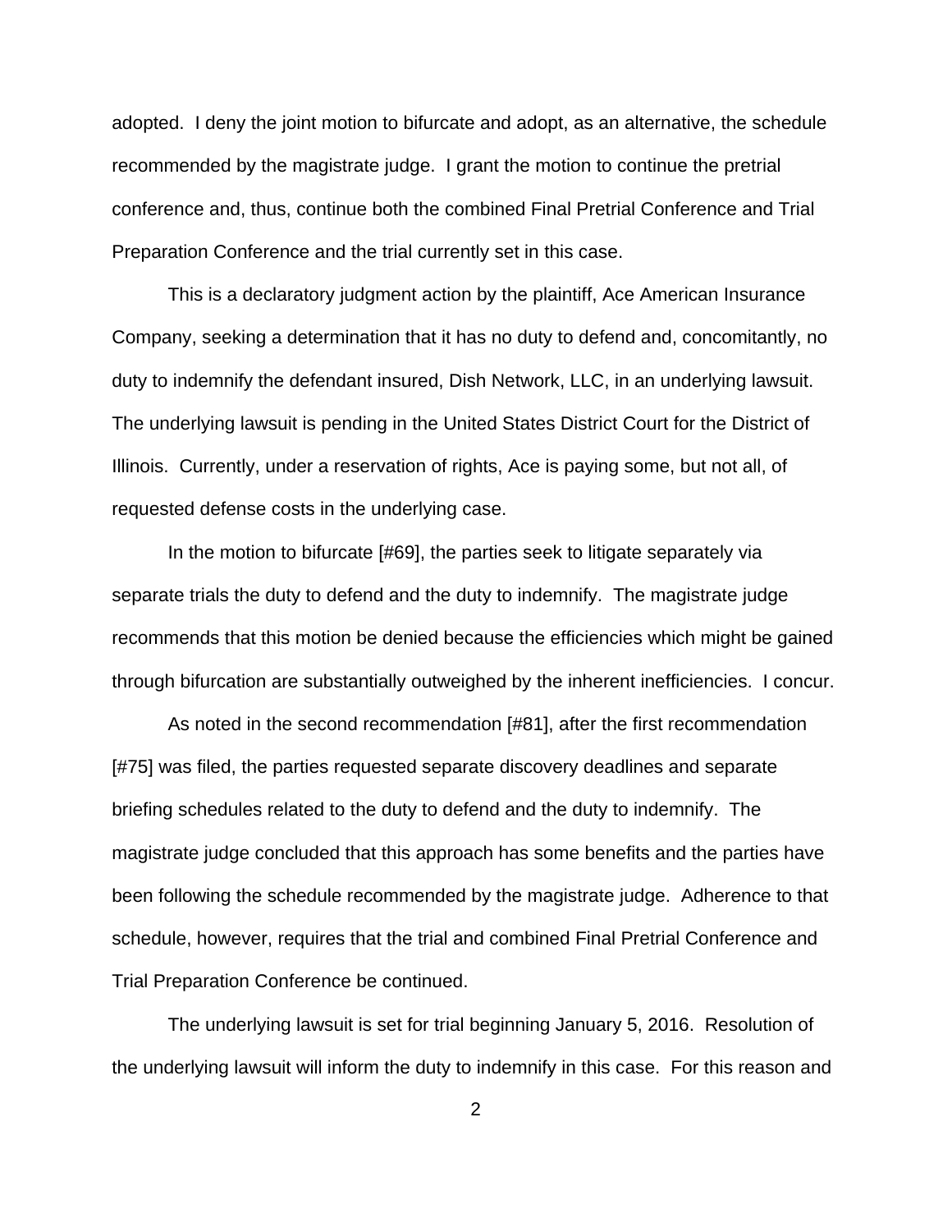adopted. I deny the joint motion to bifurcate and adopt, as an alternative, the schedule recommended by the magistrate judge. I grant the motion to continue the pretrial conference and, thus, continue both the combined Final Pretrial Conference and Trial Preparation Conference and the trial currently set in this case.

This is a declaratory judgment action by the plaintiff, Ace American Insurance Company, seeking a determination that it has no duty to defend and, concomitantly, no duty to indemnify the defendant insured, Dish Network, LLC, in an underlying lawsuit. The underlying lawsuit is pending in the United States District Court for the District of Illinois. Currently, under a reservation of rights, Ace is paying some, but not all, of requested defense costs in the underlying case.

In the motion to bifurcate [#69], the parties seek to litigate separately via separate trials the duty to defend and the duty to indemnify. The magistrate judge recommends that this motion be denied because the efficiencies which might be gained through bifurcation are substantially outweighed by the inherent inefficiencies. I concur.

As noted in the second recommendation [#81], after the first recommendation [#75] was filed, the parties requested separate discovery deadlines and separate briefing schedules related to the duty to defend and the duty to indemnify. The magistrate judge concluded that this approach has some benefits and the parties have been following the schedule recommended by the magistrate judge. Adherence to that schedule, however, requires that the trial and combined Final Pretrial Conference and Trial Preparation Conference be continued.

The underlying lawsuit is set for trial beginning January 5, 2016. Resolution of the underlying lawsuit will inform the duty to indemnify in this case. For this reason and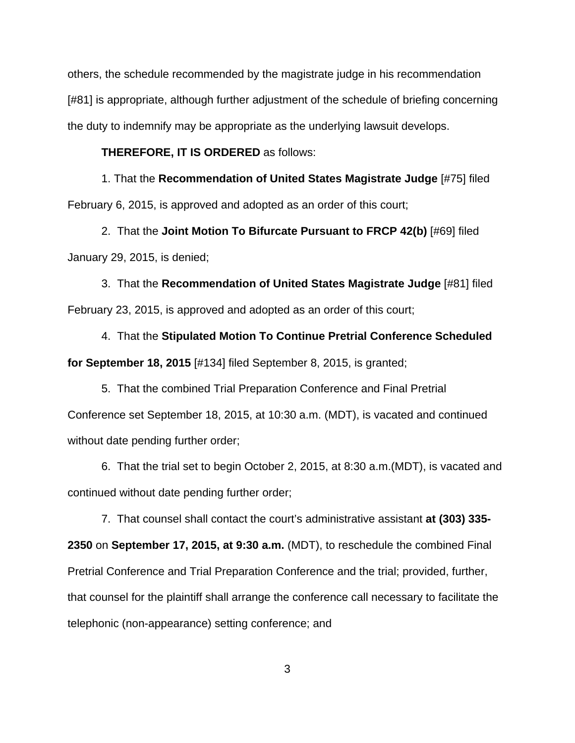others, the schedule recommended by the magistrate judge in his recommendation [#81] is appropriate, although further adjustment of the schedule of briefing concerning the duty to indemnify may be appropriate as the underlying lawsuit develops.

**THEREFORE, IT IS ORDERED** as follows:

1. That the **Recommendation of United States Magistrate Judge** [#75] filed February 6, 2015, is approved and adopted as an order of this court;

2. That the **Joint Motion To Bifurcate Pursuant to FRCP 42(b)** [#69] filed January 29, 2015, is denied;

3. That the **Recommendation of United States Magistrate Judge** [#81] filed February 23, 2015, is approved and adopted as an order of this court;

4. That the **Stipulated Motion To Continue Pretrial Conference Scheduled for September 18, 2015** [#134] filed September 8, 2015, is granted;

5. That the combined Trial Preparation Conference and Final Pretrial Conference set September 18, 2015, at 10:30 a.m. (MDT), is vacated and continued without date pending further order;

6. That the trial set to begin October 2, 2015, at 8:30 a.m.(MDT), is vacated and continued without date pending further order;

7. That counsel shall contact the court's administrative assistant **at (303) 335-2350** on **September 17, 2015, at 9:30 a.m.** (MDT), to reschedule the combined Final Pretrial Conference and Trial Preparation Conference and the trial; provided, further, that counsel for the plaintiff shall arrange the conference call necessary to facilitate the telephonic (non-appearance) setting conference; and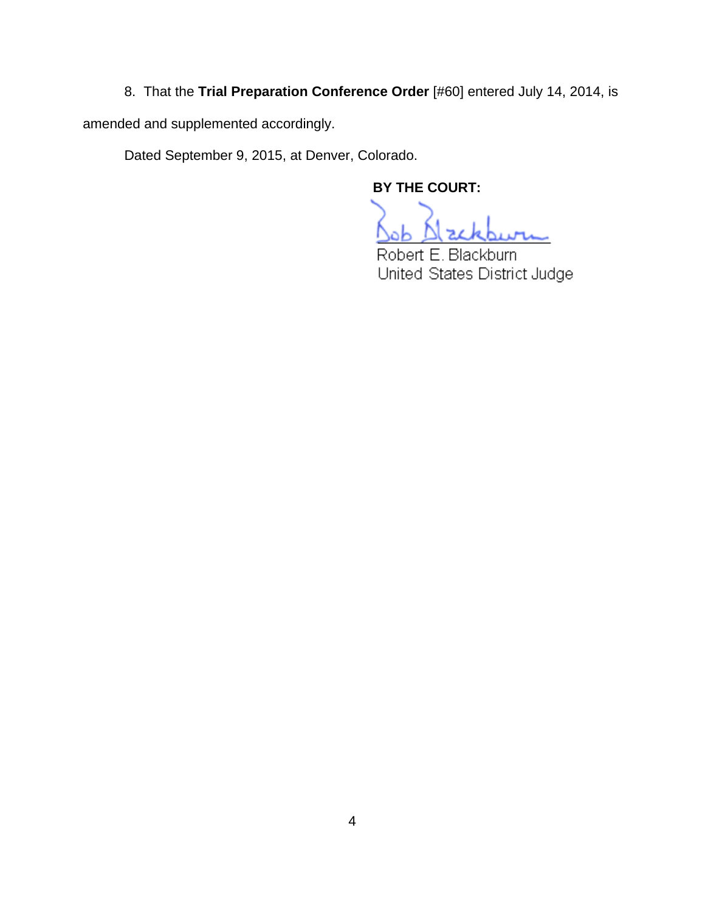8. That the **Trial Preparation Conference Order** [#60] entered July 14, 2014, is amended and supplemented accordingly.

Dated September 9, 2015, at Denver, Colorado.

**BY THE COURT:**

Bob Blackburn

Robert E. Blackburn
United States District Judge